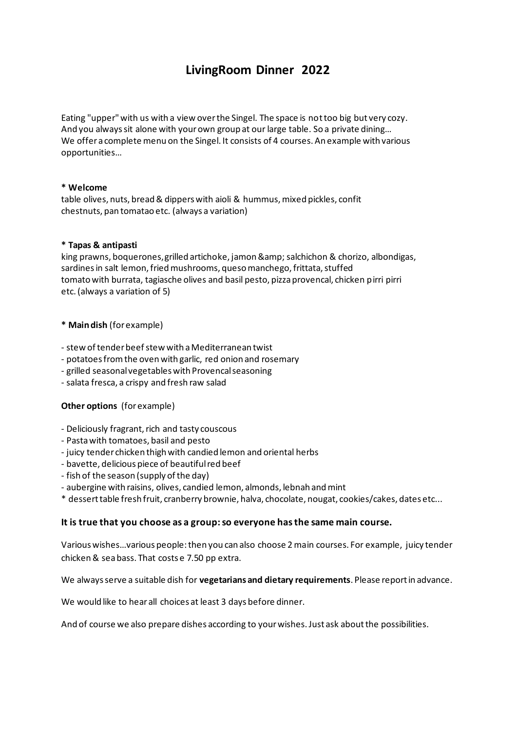# LivingRoom Dinner 2022

Eating "upper" with us with a view over the Singel. The space is not too big but very cozy. And you always sit alone with your own group at our large table. So a private dining… We offer a complete menu on the Singel. It consists of 4 courses. An example with various opportunities…

**\* Welcome**
table olives, nuts, bread & dippers with aioli & hummus, mixed pickles, confit chestnuts, pan tomatao etc. (always a variation)

**\* Tapas & antipasti**
king prawns, boquerones, grilled artichoke, jamon &amp; salchichon & chorizo, albondigas, sardines in salt lemon, fried mushrooms, queso manchego, frittata, stuffed tomato with burrata, tagiasche olives and basil pesto, pizza provencal, chicken pirri pirri etc. (always a variation of 5)

**\* Main dish** (for example)

- stew of tender beef stew with a Mediterranean twist
- potatoes from the oven with garlic, red onion and rosemary
- grilled seasonal vegetables with Provencal seasoning
- salata fresca, a crispy and fresh raw salad

**Other options** (for example)

- Deliciously fragrant, rich and tasty couscous
- Pasta with tomatoes, basil and pesto
- juicy tender chicken thigh with candied lemon and oriental herbs
- bavette, delicious piece of beautiful red beef
- fish of the season (supply of the day)
- aubergine with raisins, olives, candied lemon, almonds, lebnah and mint

\* dessert table fresh fruit, cranberry brownie, halva, chocolate, nougat, cookies/cakes, dates etc...

### It is true that you choose as a group: so everyone has the same main course.

Various wishes…various people: then you can also choose 2 main courses. For example, juicy tender chicken & sea bass. That costs e 7.50 pp extra.

We always serve a suitable dish for **vegetarians and dietary requirements**. Please report in advance.

We would like to hear all choices at least 3 days before dinner.

And of course we also prepare dishes according to your wishes. Just ask about the possibilities.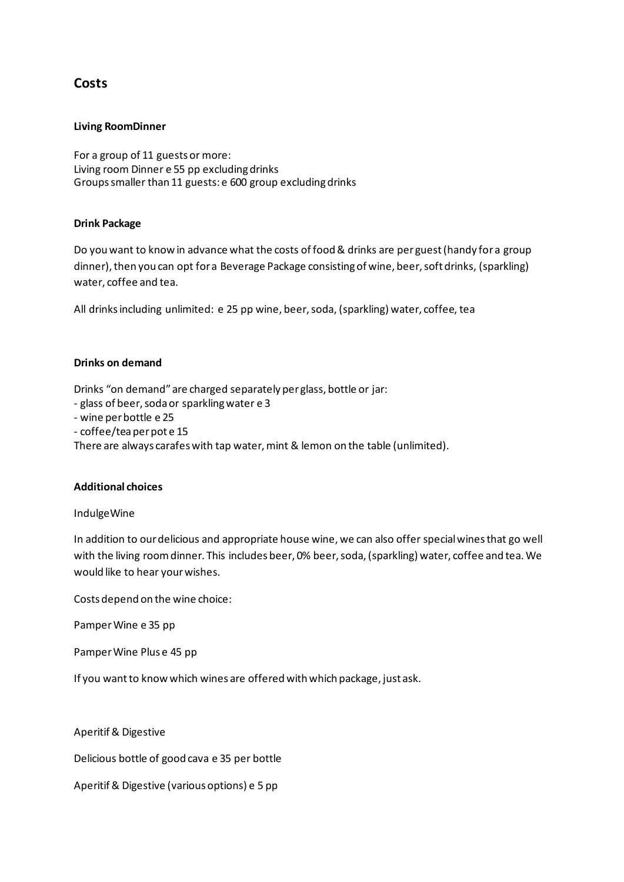## Costs

### Living RoomDinner

For a group of 11 guests or more:
Living room Dinner e 55 pp excluding drinks
Groups smaller than 11 guests: e 600 group excluding drinks

### Drink Package

Do you want to know in advance what the costs of food & drinks are per guest (handy for a group dinner), then you can opt for a Beverage Package consisting of wine, beer, soft drinks, (sparkling) water, coffee and tea.

All drinks including unlimited: e 25 pp wine, beer, soda, (sparkling) water, coffee, tea

### Drinks on demand

Drinks "on demand" are charged separately per glass, bottle or jar:
- glass of beer, soda or sparkling water e 3
- wine per bottle e 25
- coffee/tea per pot e 15

There are always carafes with tap water, mint & lemon on the table (unlimited).

### Additional choices

IndulgeWine

In addition to our delicious and appropriate house wine, we can also offer special wines that go well with the living room dinner. This includes beer, 0% beer, soda, (sparkling) water, coffee and tea. We would like to hear your wishes.

Costs depend on the wine choice:

Pamper Wine e 35 pp

Pamper Wine Plus e 45 pp

If you want to know which wines are offered with which package, just ask.

Aperitif & Digestive

Delicious bottle of good cava e 35 per bottle

Aperitif & Digestive (various options) e 5 pp